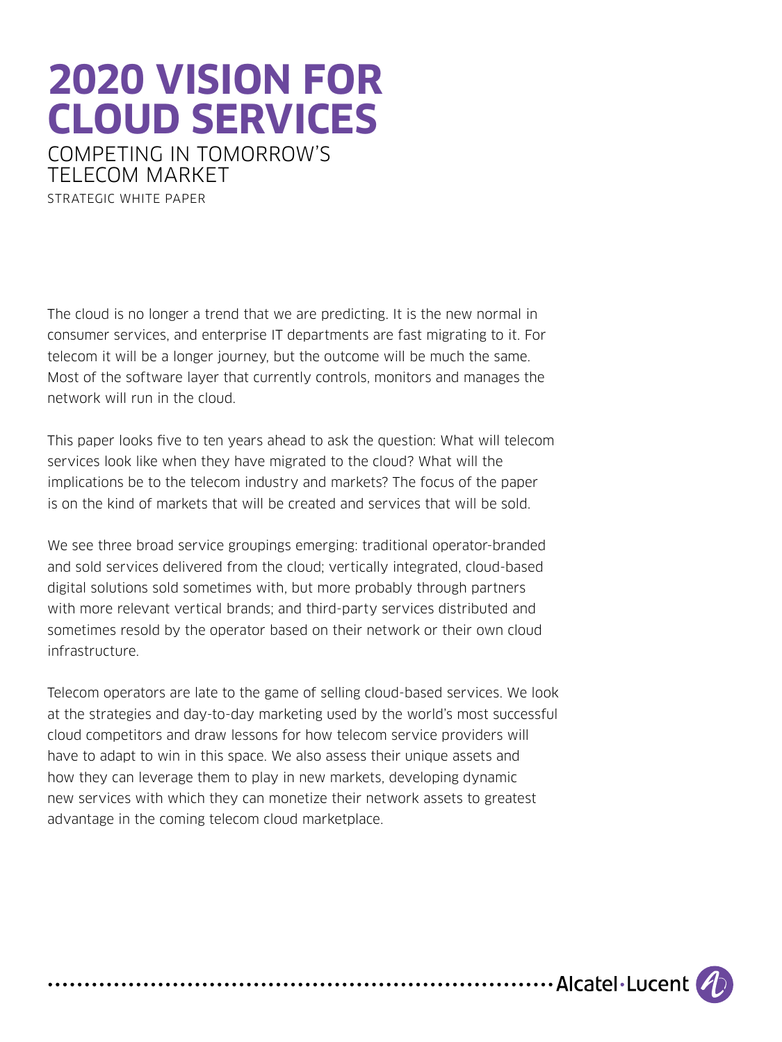# 2020 VISION FOR CLOUD SERVICES

## COMPETING IN TOMORROW'S TELECOM MARKET

STRATEGIC WHITE PAPER

The cloud is no longer a trend that we are predicting. It is the new normal in consumer services, and enterprise IT departments are fast migrating to it. For telecom it will be a longer journey, but the outcome will be much the same. Most of the software layer that currently controls, monitors and manages the network will run in the cloud.

This paper looks five to ten years ahead to ask the question: What will telecom services look like when they have migrated to the cloud? What will the implications be to the telecom industry and markets? The focus of the paper is on the kind of markets that will be created and services that will be sold.

We see three broad service groupings emerging: traditional operator-branded and sold services delivered from the cloud; vertically integrated, cloud-based digital solutions sold sometimes with, but more probably through partners with more relevant vertical brands; and third-party services distributed and sometimes resold by the operator based on their network or their own cloud infrastructure.

Telecom operators are late to the game of selling cloud-based services. We look at the strategies and day-to-day marketing used by the world's most successful cloud competitors and draw lessons for how telecom service providers will have to adapt to win in this space. We also assess their unique assets and how they can leverage them to play in new markets, developing dynamic new services with which they can monetize their network assets to greatest advantage in the coming telecom cloud marketplace.

Alcatel·Lucent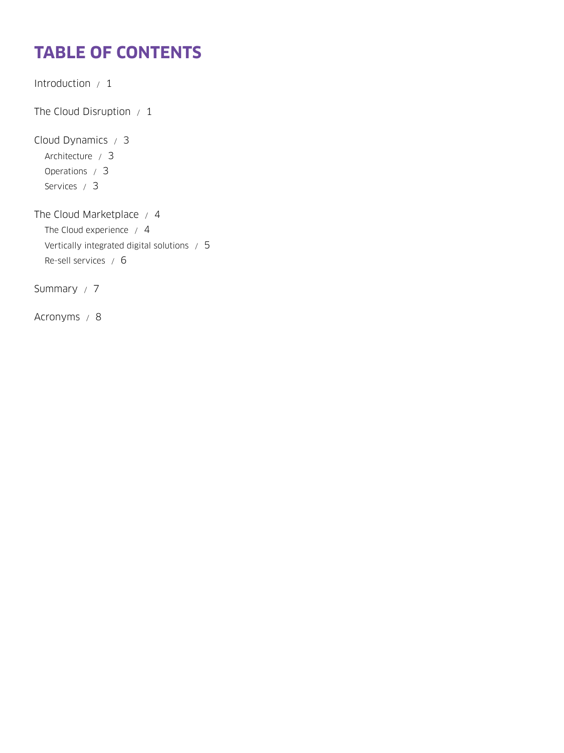# TABLE OF CONTENTS

Introduction / 1

The Cloud Disruption / 1

Cloud Dynamics / 3

- Architecture / 3
- Operations / 3
- Services / 3

The Cloud Marketplace / 4

- The Cloud experience / 4
- Vertically integrated digital solutions / 5
- Re-sell services / 6

Summary / 7

Acronyms / 8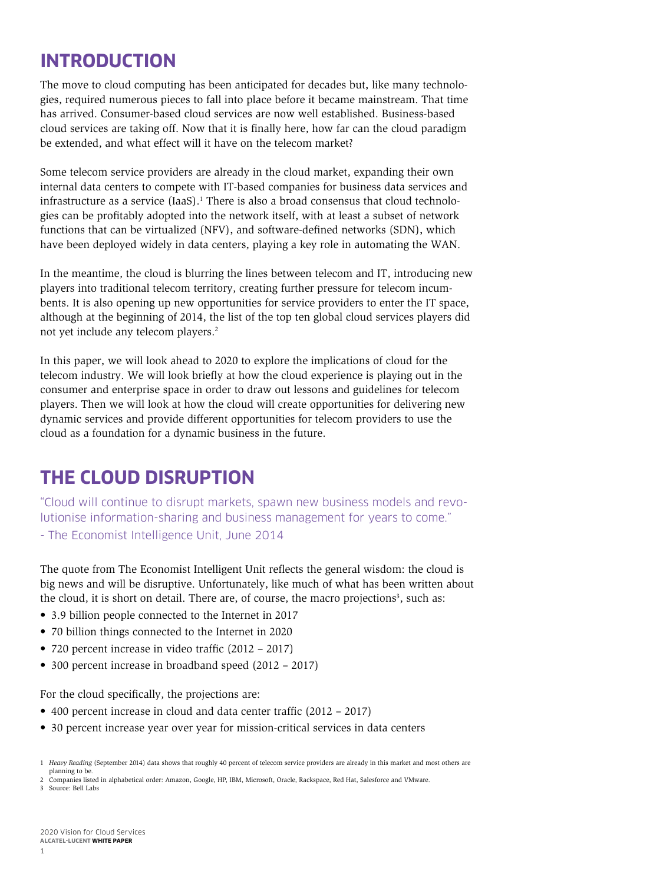# INTRODUCTION

The move to cloud computing has been anticipated for decades but, like many technologies, required numerous pieces to fall into place before it became mainstream. That time has arrived. Consumer-based cloud services are now well established. Business-based cloud services are taking off. Now that it is finally here, how far can the cloud paradigm be extended, and what effect will it have on the telecom market?

Some telecom service providers are already in the cloud market, expanding their own internal data centers to compete with IT-based companies for business data services and infrastructure as a service (IaaS).[1] There is also a broad consensus that cloud technologies can be profitably adopted into the network itself, with at least a subset of network functions that can be virtualized (NFV), and software-defined networks (SDN), which have been deployed widely in data centers, playing a key role in automating the WAN.

In the meantime, the cloud is blurring the lines between telecom and IT, introducing new players into traditional telecom territory, creating further pressure for telecom incumbents. It is also opening up new opportunities for service providers to enter the IT space, although at the beginning of 2014, the list of the top ten global cloud services players did not yet include any telecom players.[2]

In this paper, we will look ahead to 2020 to explore the implications of cloud for the telecom industry. We will look briefly at how the cloud experience is playing out in the consumer and enterprise space in order to draw out lessons and guidelines for telecom players. Then we will look at how the cloud will create opportunities for delivering new dynamic services and provide different opportunities for telecom providers to use the cloud as a foundation for a dynamic business in the future.

# THE CLOUD DISRUPTION

"Cloud will continue to disrupt markets, spawn new business models and revolutionise information-sharing and business management for years to come."
- The Economist Intelligence Unit, June 2014

The quote from The Economist Intelligent Unit reflects the general wisdom: the cloud is big news and will be disruptive. Unfortunately, like much of what has been written about the cloud, it is short on detail. There are, of course, the macro projections[3], such as:

- 3.9 billion people connected to the Internet in 2017
- 70 billion things connected to the Internet in 2020
- 720 percent increase in video traffic (2012 – 2017)
- 300 percent increase in broadband speed (2012 – 2017)

For the cloud specifically, the projections are:

- 400 percent increase in cloud and data center traffic (2012 – 2017)
- 30 percent increase year over year for mission-critical services in data centers

1 *Heavy Reading* (September 2014) data shows that roughly 40 percent of telecom service providers are already in this market and most others are planning to be.
2 Companies listed in alphabetical order: Amazon, Google, HP, IBM, Microsoft, Oracle, Rackspace, Red Hat, Salesforce and VMware.
3 Source: Bell Labs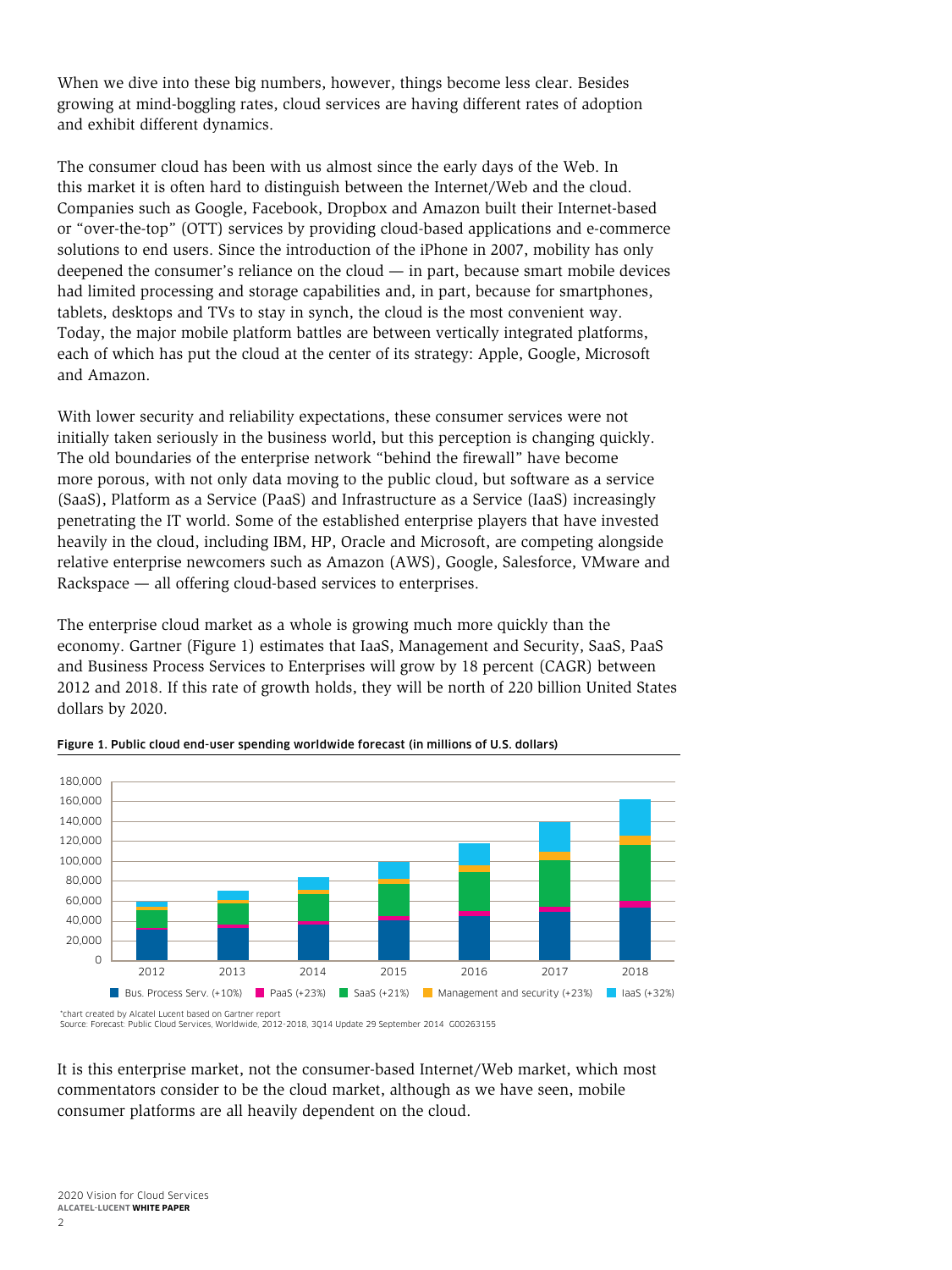When we dive into these big numbers, however, things become less clear. Besides growing at mind-boggling rates, cloud services are having different rates of adoption and exhibit different dynamics.

The consumer cloud has been with us almost since the early days of the Web. In this market it is often hard to distinguish between the Internet/Web and the cloud. Companies such as Google, Facebook, Dropbox and Amazon built their Internet-based or "over-the-top" (OTT) services by providing cloud-based applications and e-commerce solutions to end users. Since the introduction of the iPhone in 2007, mobility has only deepened the consumer's reliance on the cloud — in part, because smart mobile devices had limited processing and storage capabilities and, in part, because for smartphones, tablets, desktops and TVs to stay in synch, the cloud is the most convenient way. Today, the major mobile platform battles are between vertically integrated platforms, each of which has put the cloud at the center of its strategy: Apple, Google, Microsoft and Amazon.

With lower security and reliability expectations, these consumer services were not initially taken seriously in the business world, but this perception is changing quickly. The old boundaries of the enterprise network "behind the firewall" have become more porous, with not only data moving to the public cloud, but software as a service (SaaS), Platform as a Service (PaaS) and Infrastructure as a Service (IaaS) increasingly penetrating the IT world. Some of the established enterprise players that have invested heavily in the cloud, including IBM, HP, Oracle and Microsoft, are competing alongside relative enterprise newcomers such as Amazon (AWS), Google, Salesforce, VMware and Rackspace — all offering cloud-based services to enterprises.

The enterprise cloud market as a whole is growing much more quickly than the economy. Gartner (Figure 1) estimates that IaaS, Management and Security, SaaS, PaaS and Business Process Services to Enterprises will grow by 18 percent (CAGR) between 2012 and 2018. If this rate of growth holds, they will be north of 220 billion United States dollars by 2020.

**Figure 1. Public cloud end-user spending worldwide forecast (in millions of U.S. dollars)**

Legend: Bus. Process Serv. (+10%), PaaS (+23%), SaaS (+21%), Management and security (+23%), IaaS (+32%)

Years: 2012, 2013, 2014, 2015, 2016, 2017, 2018

*chart created by Alcatel Lucent based on Gartner report
Source: Forecast: Public Cloud Services, Worldwide, 2012-2018, 3Q14 Update 29 September 2014 G00263155

It is this enterprise market, not the consumer-based Internet/Web market, which most commentators consider to be the cloud market, although as we have seen, mobile consumer platforms are all heavily dependent on the cloud.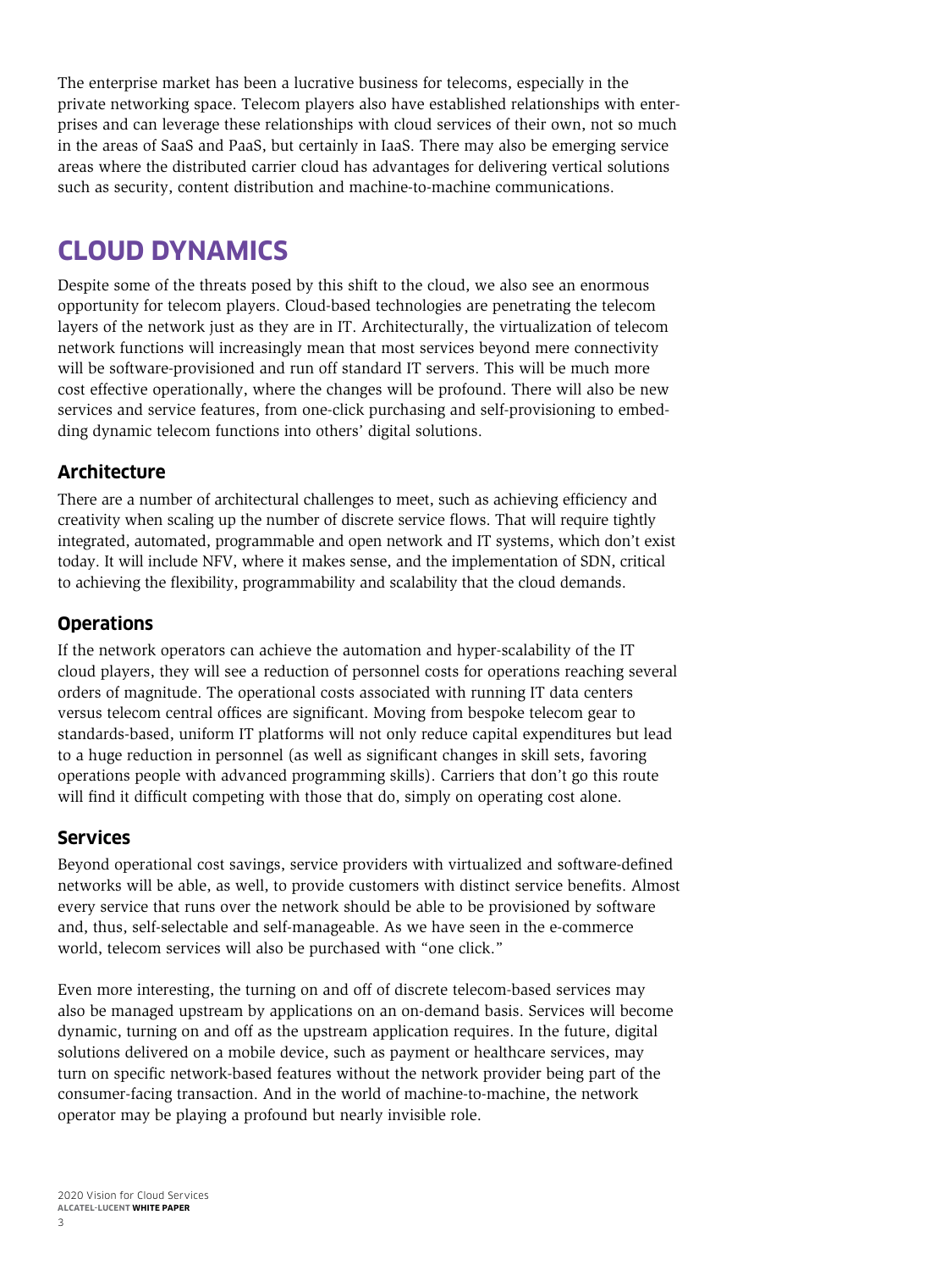The enterprise market has been a lucrative business for telecoms, especially in the private networking space. Telecom players also have established relationships with enterprises and can leverage these relationships with cloud services of their own, not so much in the areas of SaaS and PaaS, but certainly in IaaS. There may also be emerging service areas where the distributed carrier cloud has advantages for delivering vertical solutions such as security, content distribution and machine-to-machine communications.

# CLOUD DYNAMICS

Despite some of the threats posed by this shift to the cloud, we also see an enormous opportunity for telecom players. Cloud-based technologies are penetrating the telecom layers of the network just as they are in IT. Architecturally, the virtualization of telecom network functions will increasingly mean that most services beyond mere connectivity will be software-provisioned and run off standard IT servers. This will be much more cost effective operationally, where the changes will be profound. There will also be new services and service features, from one-click purchasing and self-provisioning to embedding dynamic telecom functions into others' digital solutions.

## Architecture

There are a number of architectural challenges to meet, such as achieving efficiency and creativity when scaling up the number of discrete service flows. That will require tightly integrated, automated, programmable and open network and IT systems, which don't exist today. It will include NFV, where it makes sense, and the implementation of SDN, critical to achieving the flexibility, programmability and scalability that the cloud demands.

## Operations

If the network operators can achieve the automation and hyper-scalability of the IT cloud players, they will see a reduction of personnel costs for operations reaching several orders of magnitude. The operational costs associated with running IT data centers versus telecom central offices are significant. Moving from bespoke telecom gear to standards-based, uniform IT platforms will not only reduce capital expenditures but lead to a huge reduction in personnel (as well as significant changes in skill sets, favoring operations people with advanced programming skills). Carriers that don't go this route will find it difficult competing with those that do, simply on operating cost alone.

## Services

Beyond operational cost savings, service providers with virtualized and software-defined networks will be able, as well, to provide customers with distinct service benefits. Almost every service that runs over the network should be able to be provisioned by software and, thus, self-selectable and self-manageable. As we have seen in the e-commerce world, telecom services will also be purchased with "one click."

Even more interesting, the turning on and off of discrete telecom-based services may also be managed upstream by applications on an on-demand basis. Services will become dynamic, turning on and off as the upstream application requires. In the future, digital solutions delivered on a mobile device, such as payment or healthcare services, may turn on specific network-based features without the network provider being part of the consumer-facing transaction. And in the world of machine-to-machine, the network operator may be playing a profound but nearly invisible role.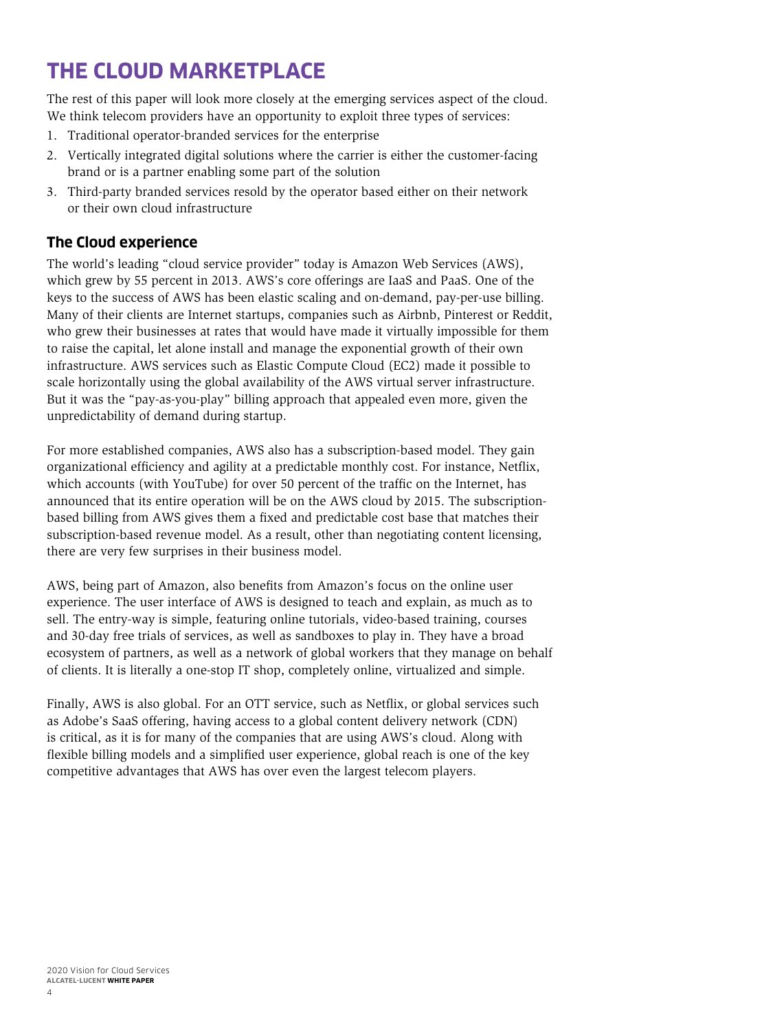# THE CLOUD MARKETPLACE

The rest of this paper will look more closely at the emerging services aspect of the cloud. We think telecom providers have an opportunity to exploit three types of services:

1. Traditional operator-branded services for the enterprise
2. Vertically integrated digital solutions where the carrier is either the customer-facing brand or is a partner enabling some part of the solution
3. Third-party branded services resold by the operator based either on their network or their own cloud infrastructure

## The Cloud experience

The world's leading "cloud service provider" today is Amazon Web Services (AWS), which grew by 55 percent in 2013. AWS's core offerings are IaaS and PaaS. One of the keys to the success of AWS has been elastic scaling and on-demand, pay-per-use billing. Many of their clients are Internet startups, companies such as Airbnb, Pinterest or Reddit, who grew their businesses at rates that would have made it virtually impossible for them to raise the capital, let alone install and manage the exponential growth of their own infrastructure. AWS services such as Elastic Compute Cloud (EC2) made it possible to scale horizontally using the global availability of the AWS virtual server infrastructure. But it was the "pay-as-you-play" billing approach that appealed even more, given the unpredictability of demand during startup.

For more established companies, AWS also has a subscription-based model. They gain organizational efficiency and agility at a predictable monthly cost. For instance, Netflix, which accounts (with YouTube) for over 50 percent of the traffic on the Internet, has announced that its entire operation will be on the AWS cloud by 2015. The subscription-based billing from AWS gives them a fixed and predictable cost base that matches their subscription-based revenue model. As a result, other than negotiating content licensing, there are very few surprises in their business model.

AWS, being part of Amazon, also benefits from Amazon's focus on the online user experience. The user interface of AWS is designed to teach and explain, as much as to sell. The entry-way is simple, featuring online tutorials, video-based training, courses and 30-day free trials of services, as well as sandboxes to play in. They have a broad ecosystem of partners, as well as a network of global workers that they manage on behalf of clients. It is literally a one-stop IT shop, completely online, virtualized and simple.

Finally, AWS is also global. For an OTT service, such as Netflix, or global services such as Adobe's SaaS offering, having access to a global content delivery network (CDN) is critical, as it is for many of the companies that are using AWS's cloud. Along with flexible billing models and a simplified user experience, global reach is one of the key competitive advantages that AWS has over even the largest telecom players.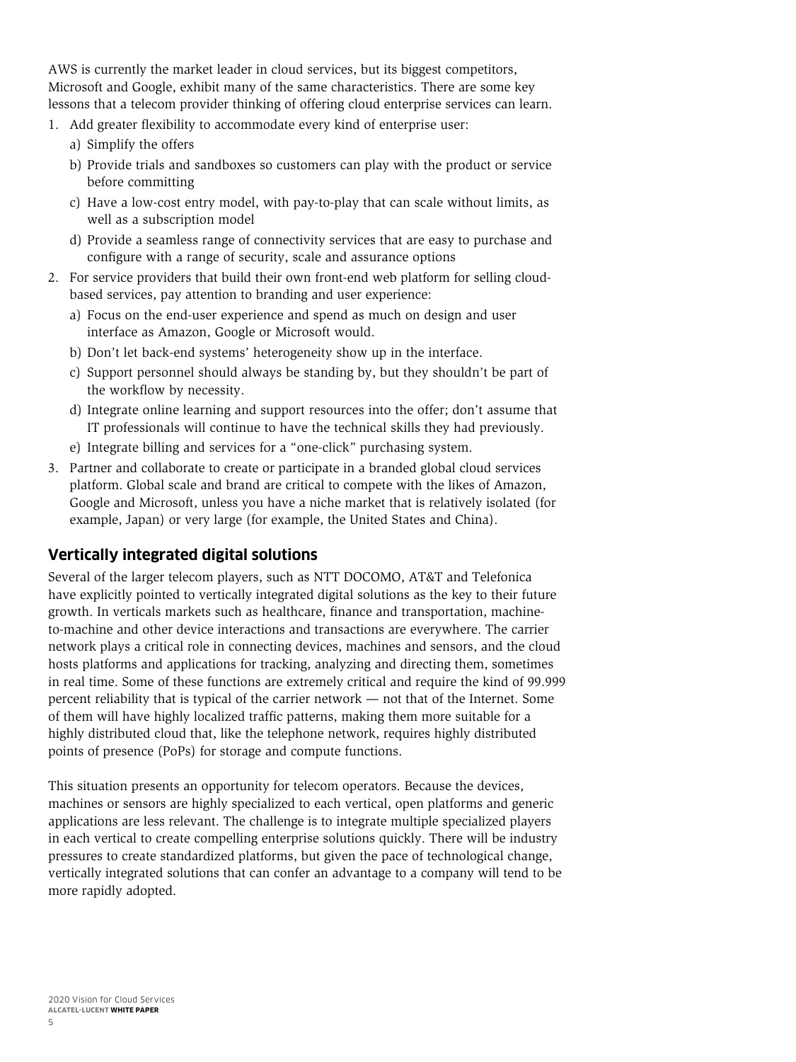AWS is currently the market leader in cloud services, but its biggest competitors, Microsoft and Google, exhibit many of the same characteristics. There are some key lessons that a telecom provider thinking of offering cloud enterprise services can learn.

1. Add greater flexibility to accommodate every kind of enterprise user:
   a) Simplify the offers
   b) Provide trials and sandboxes so customers can play with the product or service before committing
   c) Have a low-cost entry model, with pay-to-play that can scale without limits, as well as a subscription model
   d) Provide a seamless range of connectivity services that are easy to purchase and configure with a range of security, scale and assurance options
2. For service providers that build their own front-end web platform for selling cloud-based services, pay attention to branding and user experience:
   a) Focus on the end-user experience and spend as much on design and user interface as Amazon, Google or Microsoft would.
   b) Don't let back-end systems' heterogeneity show up in the interface.
   c) Support personnel should always be standing by, but they shouldn't be part of the workflow by necessity.
   d) Integrate online learning and support resources into the offer; don't assume that IT professionals will continue to have the technical skills they had previously.
   e) Integrate billing and services for a "one-click" purchasing system.
3. Partner and collaborate to create or participate in a branded global cloud services platform. Global scale and brand are critical to compete with the likes of Amazon, Google and Microsoft, unless you have a niche market that is relatively isolated (for example, Japan) or very large (for example, the United States and China).

## Vertically integrated digital solutions

Several of the larger telecom players, such as NTT DOCOMO, AT&T and Telefonica have explicitly pointed to vertically integrated digital solutions as the key to their future growth. In verticals markets such as healthcare, finance and transportation, machine-to-machine and other device interactions and transactions are everywhere. The carrier network plays a critical role in connecting devices, machines and sensors, and the cloud hosts platforms and applications for tracking, analyzing and directing them, sometimes in real time. Some of these functions are extremely critical and require the kind of 99.999 percent reliability that is typical of the carrier network — not that of the Internet. Some of them will have highly localized traffic patterns, making them more suitable for a highly distributed cloud that, like the telephone network, requires highly distributed points of presence (PoPs) for storage and compute functions.

This situation presents an opportunity for telecom operators. Because the devices, machines or sensors are highly specialized to each vertical, open platforms and generic applications are less relevant. The challenge is to integrate multiple specialized players in each vertical to create compelling enterprise solutions quickly. There will be industry pressures to create standardized platforms, but given the pace of technological change, vertically integrated solutions that can confer an advantage to a company will tend to be more rapidly adopted.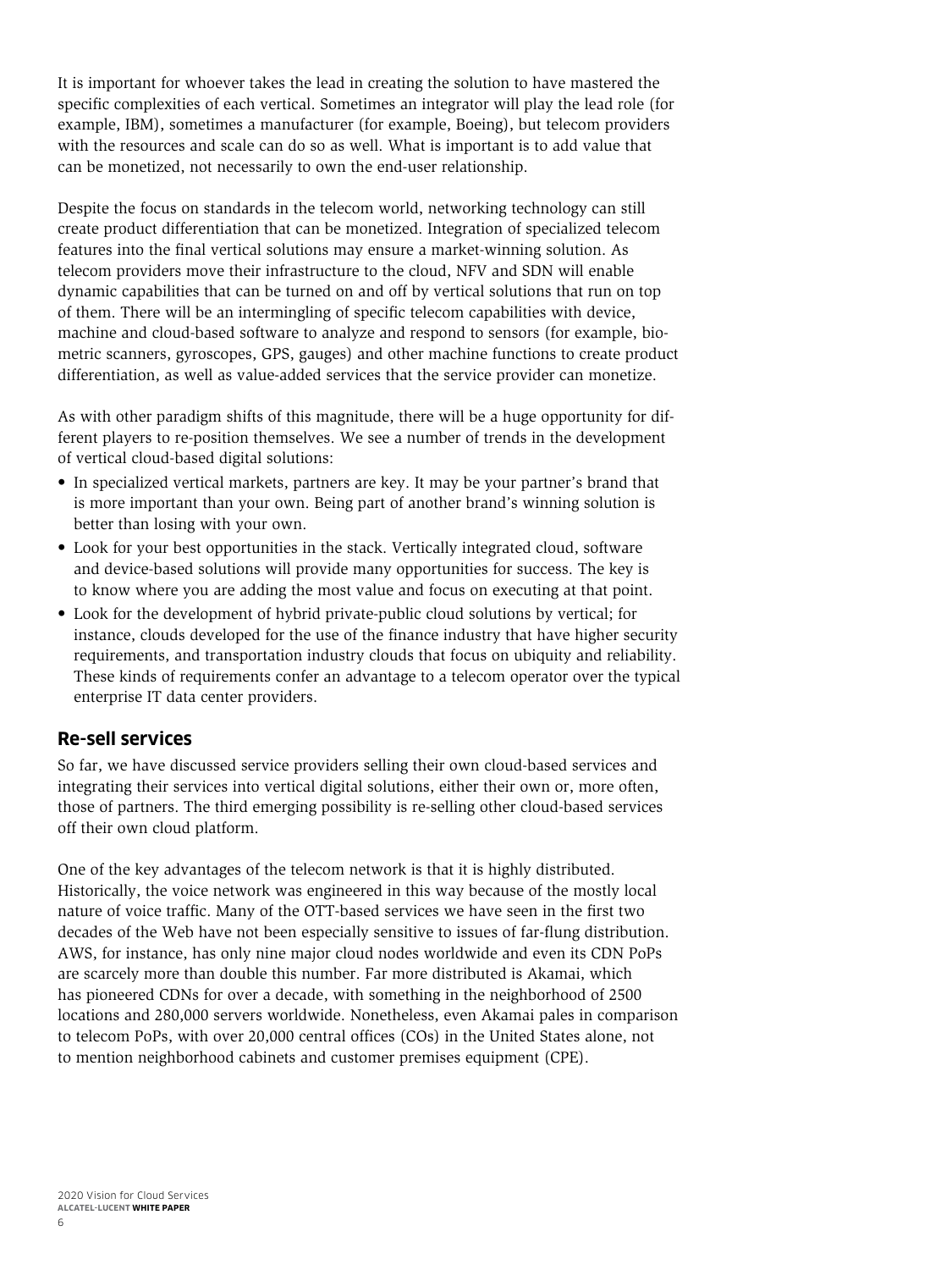It is important for whoever takes the lead in creating the solution to have mastered the specific complexities of each vertical. Sometimes an integrator will play the lead role (for example, IBM), sometimes a manufacturer (for example, Boeing), but telecom providers with the resources and scale can do so as well. What is important is to add value that can be monetized, not necessarily to own the end-user relationship.

Despite the focus on standards in the telecom world, networking technology can still create product differentiation that can be monetized. Integration of specialized telecom features into the final vertical solutions may ensure a market-winning solution. As telecom providers move their infrastructure to the cloud, NFV and SDN will enable dynamic capabilities that can be turned on and off by vertical solutions that run on top of them. There will be an intermingling of specific telecom capabilities with device, machine and cloud-based software to analyze and respond to sensors (for example, biometric scanners, gyroscopes, GPS, gauges) and other machine functions to create product differentiation, as well as value-added services that the service provider can monetize.

As with other paradigm shifts of this magnitude, there will be a huge opportunity for different players to re-position themselves. We see a number of trends in the development of vertical cloud-based digital solutions:

- In specialized vertical markets, partners are key. It may be your partner's brand that is more important than your own. Being part of another brand's winning solution is better than losing with your own.
- Look for your best opportunities in the stack. Vertically integrated cloud, software and device-based solutions will provide many opportunities for success. The key is to know where you are adding the most value and focus on executing at that point.
- Look for the development of hybrid private-public cloud solutions by vertical; for instance, clouds developed for the use of the finance industry that have higher security requirements, and transportation industry clouds that focus on ubiquity and reliability. These kinds of requirements confer an advantage to a telecom operator over the typical enterprise IT data center providers.

## Re-sell services

So far, we have discussed service providers selling their own cloud-based services and integrating their services into vertical digital solutions, either their own or, more often, those of partners. The third emerging possibility is re-selling other cloud-based services off their own cloud platform.

One of the key advantages of the telecom network is that it is highly distributed. Historically, the voice network was engineered in this way because of the mostly local nature of voice traffic. Many of the OTT-based services we have seen in the first two decades of the Web have not been especially sensitive to issues of far-flung distribution. AWS, for instance, has only nine major cloud nodes worldwide and even its CDN PoPs are scarcely more than double this number. Far more distributed is Akamai, which has pioneered CDNs for over a decade, with something in the neighborhood of 2500 locations and 280,000 servers worldwide. Nonetheless, even Akamai pales in comparison to telecom PoPs, with over 20,000 central offices (COs) in the United States alone, not to mention neighborhood cabinets and customer premises equipment (CPE).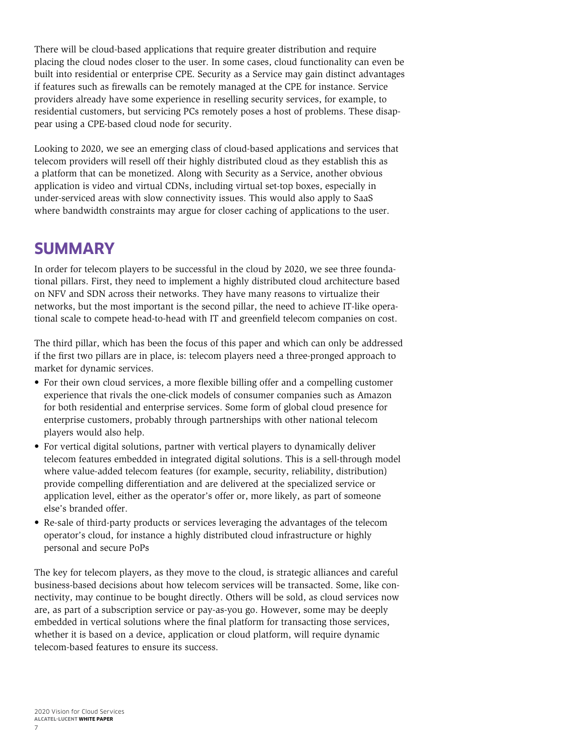There will be cloud-based applications that require greater distribution and require placing the cloud nodes closer to the user. In some cases, cloud functionality can even be built into residential or enterprise CPE. Security as a Service may gain distinct advantages if features such as firewalls can be remotely managed at the CPE for instance. Service providers already have some experience in reselling security services, for example, to residential customers, but servicing PCs remotely poses a host of problems. These disappear using a CPE-based cloud node for security.

Looking to 2020, we see an emerging class of cloud-based applications and services that telecom providers will resell off their highly distributed cloud as they establish this as a platform that can be monetized. Along with Security as a Service, another obvious application is video and virtual CDNs, including virtual set-top boxes, especially in under-serviced areas with slow connectivity issues. This would also apply to SaaS where bandwidth constraints may argue for closer caching of applications to the user.

## SUMMARY

In order for telecom players to be successful in the cloud by 2020, we see three foundational pillars. First, they need to implement a highly distributed cloud architecture based on NFV and SDN across their networks. They have many reasons to virtualize their networks, but the most important is the second pillar, the need to achieve IT-like operational scale to compete head-to-head with IT and greenfield telecom companies on cost.

The third pillar, which has been the focus of this paper and which can only be addressed if the first two pillars are in place, is: telecom players need a three-pronged approach to market for dynamic services.

- For their own cloud services, a more flexible billing offer and a compelling customer experience that rivals the one-click models of consumer companies such as Amazon for both residential and enterprise services. Some form of global cloud presence for enterprise customers, probably through partnerships with other national telecom players would also help.
- For vertical digital solutions, partner with vertical players to dynamically deliver telecom features embedded in integrated digital solutions. This is a sell-through model where value-added telecom features (for example, security, reliability, distribution) provide compelling differentiation and are delivered at the specialized service or application level, either as the operator's offer or, more likely, as part of someone else's branded offer.
- Re-sale of third-party products or services leveraging the advantages of the telecom operator's cloud, for instance a highly distributed cloud infrastructure or highly personal and secure PoPs

The key for telecom players, as they move to the cloud, is strategic alliances and careful business-based decisions about how telecom services will be transacted. Some, like connectivity, may continue to be bought directly. Others will be sold, as cloud services now are, as part of a subscription service or pay-as-you go. However, some may be deeply embedded in vertical solutions where the final platform for transacting those services, whether it is based on a device, application or cloud platform, will require dynamic telecom-based features to ensure its success.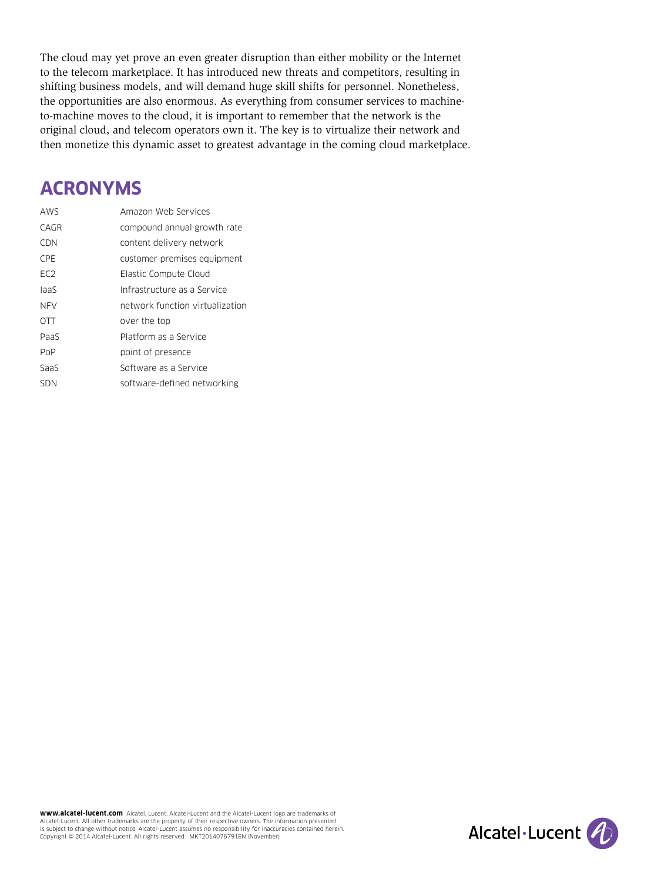The cloud may yet prove an even greater disruption than either mobility or the Internet to the telecom marketplace. It has introduced new threats and competitors, resulting in shifting business models, and will demand huge skill shifts for personnel. Nonetheless, the opportunities are also enormous. As everything from consumer services to machine-to-machine moves to the cloud, it is important to remember that the network is the original cloud, and telecom operators own it. The key is to virtualize their network and then monetize this dynamic asset to greatest advantage in the coming cloud marketplace.

## ACRONYMS

| | |
|---|---|
| AWS | Amazon Web Services |
| CAGR | compound annual growth rate |
| CDN | content delivery network |
| CPE | customer premises equipment |
| EC2 | Elastic Compute Cloud |
| IaaS | Infrastructure as a Service |
| NFV | network function virtualization |
| OTT | over the top |
| PaaS | Platform as a Service |
| PoP | point of presence |
| SaaS | Software as a Service |
| SDN | software-defined networking |

**www.alcatel-lucent.com** Alcatel, Lucent, Alcatel-Lucent and the Alcatel-Lucent logo are trademarks of Alcatel-Lucent. All other trademarks are the property of their respective owners. The information presented is subject to change without notice. Alcatel-Lucent assumes no responsibility for inaccuracies contained herein. Copyright © 2014 Alcatel-Lucent. All rights reserved. MKT2014076791EN (November)